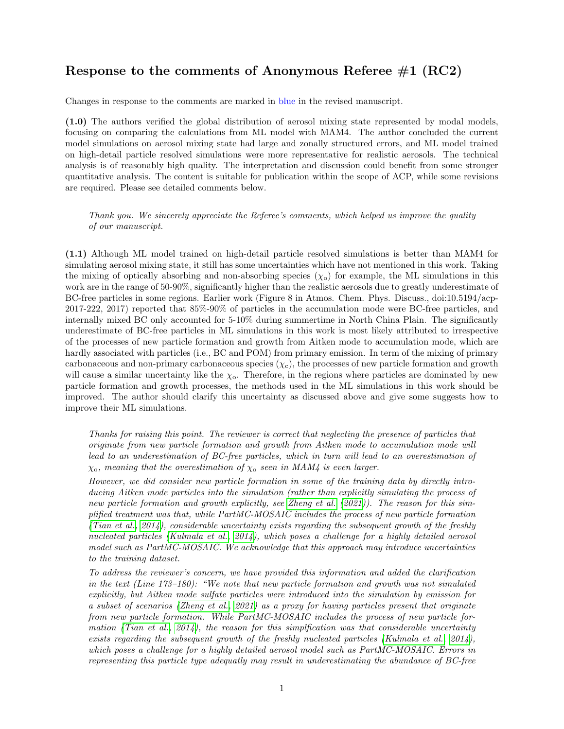# Response to the comments of Anonymous Referee #1 (RC2)

Changes in response to the comments are marked in blue in the revised manuscript.

**(1.0)** The authors verified the global distribution of aerosol mixing state represented by modal models, focusing on comparing the calculations from ML model with MAM4. The author concluded the current model simulations on aerosol mixing state had large and zonally structured errors, and ML model trained on high-detail particle resolved simulations were more representative for realistic aerosols. The technical analysis is of reasonably high quality. The interpretation and discussion could benefit from some stronger quantitative analysis. The content is suitable for publication within the scope of ACP, while some revisions are required. Please see detailed comments below.

> *Thank you. We sincerely appreciate the Referee's comments, which helped us improve the quality of our manuscript.*

**(1.1)** Although ML model trained on high-detail particle resolved simulations is better than MAM4 for simulating aerosol mixing state, it still has some uncertainties which have not mentioned in this work. Taking the mixing of optically absorbing and non-absorbing species ($\chi_o$) for example, the ML simulations in this work are in the range of 50-90%, significantly higher than the realistic aerosols due to greatly underestimate of BC-free particles in some regions. Earlier work (Figure 8 in Atmos. Chem. Phys. Discuss., doi:10.5194/acp-2017-222, 2017) reported that 85%-90% of particles in the accumulation mode were BC-free particles, and internally mixed BC only accounted for 5-10% during summertime in North China Plain. The significantly underestimate of BC-free particles in ML simulations in this work is most likely attributed to irrespective of the processes of new particle formation and growth from Aitken mode to accumulation mode, which are hardly associated with particles (i.e., BC and POM) from primary emission. In term of the mixing of primary carbonaceous and non-primary carbonaceous species ($\chi_c$), the processes of new particle formation and growth will cause a similar uncertainty like the $\chi_o$. Therefore, in the regions where particles are dominated by new particle formation and growth processes, the methods used in the ML simulations in this work should be improved. The author should clarify this uncertainty as discussed above and give some suggests how to improve their ML simulations.

> *Thanks for raising this point. The reviewer is correct that neglecting the presence of particles that originate from new particle formation and growth from Aitken mode to accumulation mode will lead to an underestimation of BC-free particles, which in turn will lead to an overestimation of $\chi_o$, meaning that the overestimation of $\chi_o$ seen in MAM4 is even larger.*
>
> *However, we did consider new particle formation in some of the training data by directly introducing Aitken mode particles into the simulation (rather than explicitly simulating the process of new particle formation and growth explicitly, see Zheng et al. (2021)). The reason for this simplified treatment was that, while PartMC-MOSAIC includes the process of new particle formation (Tian et al., 2014), considerable uncertainty exists regarding the subsequent growth of the freshly nucleated particles (Kulmala et al., 2014), which poses a challenge for a highly detailed aerosol model such as PartMC-MOSAIC. We acknowledge that this approach may introduce uncertainties to the training dataset.*
>
> *To address the reviewer's concern, we have provided this information and added the clarification in the text (Line 173–180): "We note that new particle formation and growth was not simulated explicitly, but Aitken mode sulfate particles were introduced into the simulation by emission for a subset of scenarios (Zheng et al., 2021) as a proxy for having particles present that originate from new particle formation. While PartMC-MOSAIC includes the process of new particle formation (Tian et al., 2014), the reason for this simplfication was that considerable uncertainty exists regarding the subsequent growth of the freshly nucleated particles (Kulmala et al., 2014), which poses a challenge for a highly detailed aerosol model such as PartMC-MOSAIC. Errors in representing this particle type adequatly may result in underestimating the abundance of BC-free*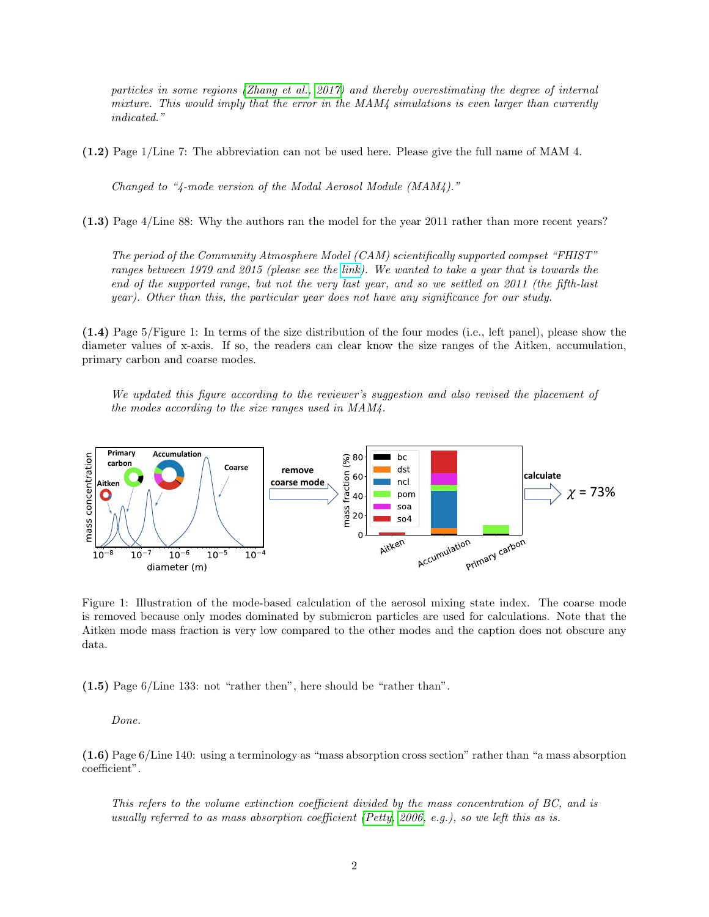*particles in some regions (Zhang et al., 2017) and thereby overestimating the degree of internal mixture. This would imply that the error in the MAM4 simulations is even larger than currently indicated."*

**(1.2)** Page 1/Line 7: The abbreviation can not be used here. Please give the full name of MAM 4.

*Changed to "4-mode version of the Modal Aerosol Module (MAM4)."*

**(1.3)** Page 4/Line 88: Why the authors ran the model for the year 2011 rather than more recent years?

*The period of the Community Atmosphere Model (CAM) scientifically supported compset "FHIST" ranges between 1979 and 2015 (please see the link). We wanted to take a year that is towards the end of the supported range, but not the very last year, and so we settled on 2011 (the fifth-last year). Other than this, the particular year does not have any significance for our study.*

**(1.4)** Page 5/Figure 1: In terms of the size distribution of the four modes (i.e., left panel), please show the diameter values of x-axis. If so, the readers can clear know the size ranges of the Aitken, accumulation, primary carbon and coarse modes.

*We updated this figure according to the reviewer's suggestion and also revised the placement of the modes according to the size ranges used in MAM4.*

Figure 1: Illustration of the mode-based calculation of the aerosol mixing state index. The coarse mode is removed because only modes dominated by submicron particles are used for calculations. Note that the Aitken mode mass fraction is very low compared to the other modes and the caption does not obscure any data.

**(1.5)** Page 6/Line 133: not "rather then", here should be "rather than".

*Done.*

**(1.6)** Page 6/Line 140: using a terminology as "mass absorption cross section" rather than "a mass absorption coefficient".

*This refers to the volume extinction coefficient divided by the mass concentration of BC, and is usually referred to as mass absorption coefficient (Petty, 2006, e.g.), so we left this as is.*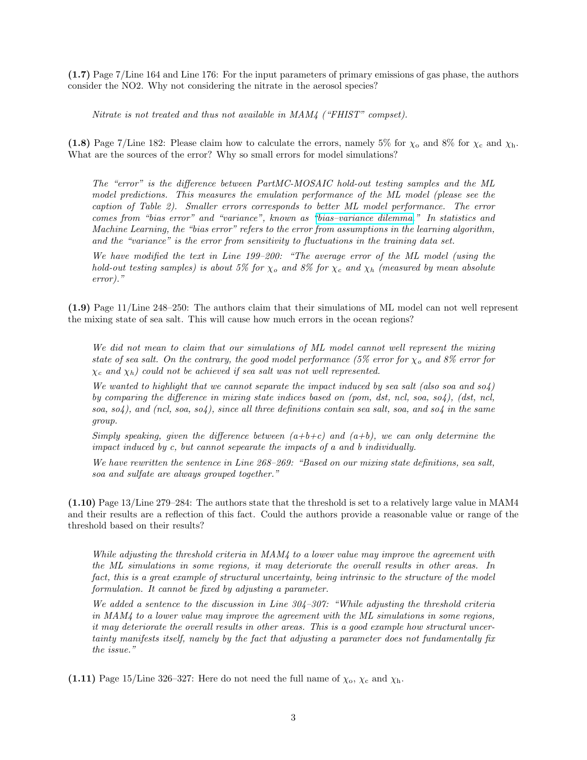**(1.7)** Page 7/Line 164 and Line 176: For the input parameters of primary emissions of gas phase, the authors consider the NO2. Why not considering the nitrate in the aerosol species?

> *Nitrate is not treated and thus not available in MAM4 ("FHIST" compset).*

**(1.8)** Page 7/Line 182: Please claim how to calculate the errors, namely 5% for $\chi_\mathrm{o}$ and 8% for $\chi_\mathrm{c}$ and $\chi_\mathrm{h}$. What are the sources of the error? Why so small errors for model simulations?

> *The "error" is the difference between PartMC-MOSAIC hold-out testing samples and the ML model predictions. This measures the emulation performance of the ML model (please see the caption of Table 2). Smaller errors corresponds to better ML model performance. The error comes from "bias error" and "variance", known as "bias–variance dilemma." In statistics and Machine Learning, the "bias error" refers to the error from assumptions in the learning algorithm, and the "variance" is the error from sensitivity to fluctuations in the training data set.*
>
> *We have modified the text in Line 199–200: "The average error of the ML model (using the hold-out testing samples) is about 5% for $\chi_o$ and 8% for $\chi_c$ and $\chi_h$ (measured by mean absolute error)."*

**(1.9)** Page 11/Line 248–250: The authors claim that their simulations of ML model can not well represent the mixing state of sea salt. This will cause how much errors in the ocean regions?

> *We did not mean to claim that our simulations of ML model cannot well represent the mixing state of sea salt. On the contrary, the good model performance (5% error for $\chi_o$ and 8% error for $\chi_c$ and $\chi_h$) could not be achieved if sea salt was not well represented.*
>
> *We wanted to highlight that we cannot separate the impact induced by sea salt (also soa and so4) by comparing the difference in mixing state indices based on (pom, dst, ncl, soa, so4), (dst, ncl, soa, so4), and (ncl, soa, so4), since all three definitions contain sea salt, soa, and so4 in the same group.*
>
> *Simply speaking, given the difference between (a+b+c) and (a+b), we can only determine the impact induced by c, but cannot sepearate the impacts of a and b individually.*
>
> *We have rewritten the sentence in Line 268–269: "Based on our mixing state definitions, sea salt, soa and sulfate are always grouped together."*

**(1.10)** Page 13/Line 279–284: The authors state that the threshold is set to a relatively large value in MAM4 and their results are a reflection of this fact. Could the authors provide a reasonable value or range of the threshold based on their results?

> *While adjusting the threshold criteria in MAM4 to a lower value may improve the agreement with the ML simulations in some regions, it may deteriorate the overall results in other areas. In fact, this is a great example of structural uncertainty, being intrinsic to the structure of the model formulation. It cannot be fixed by adjusting a parameter.*
>
> *We added a sentence to the discussion in Line 304–307: "While adjusting the threshold criteria in MAM4 to a lower value may improve the agreement with the ML simulations in some regions, it may deteriorate the overall results in other areas. This is a good example how structural uncertainty manifests itself, namely by the fact that adjusting a parameter does not fundamentally fix the issue."*

**(1.11)** Page 15/Line 326–327: Here do not need the full name of $\chi_\mathrm{o}$, $\chi_\mathrm{c}$ and $\chi_\mathrm{h}$.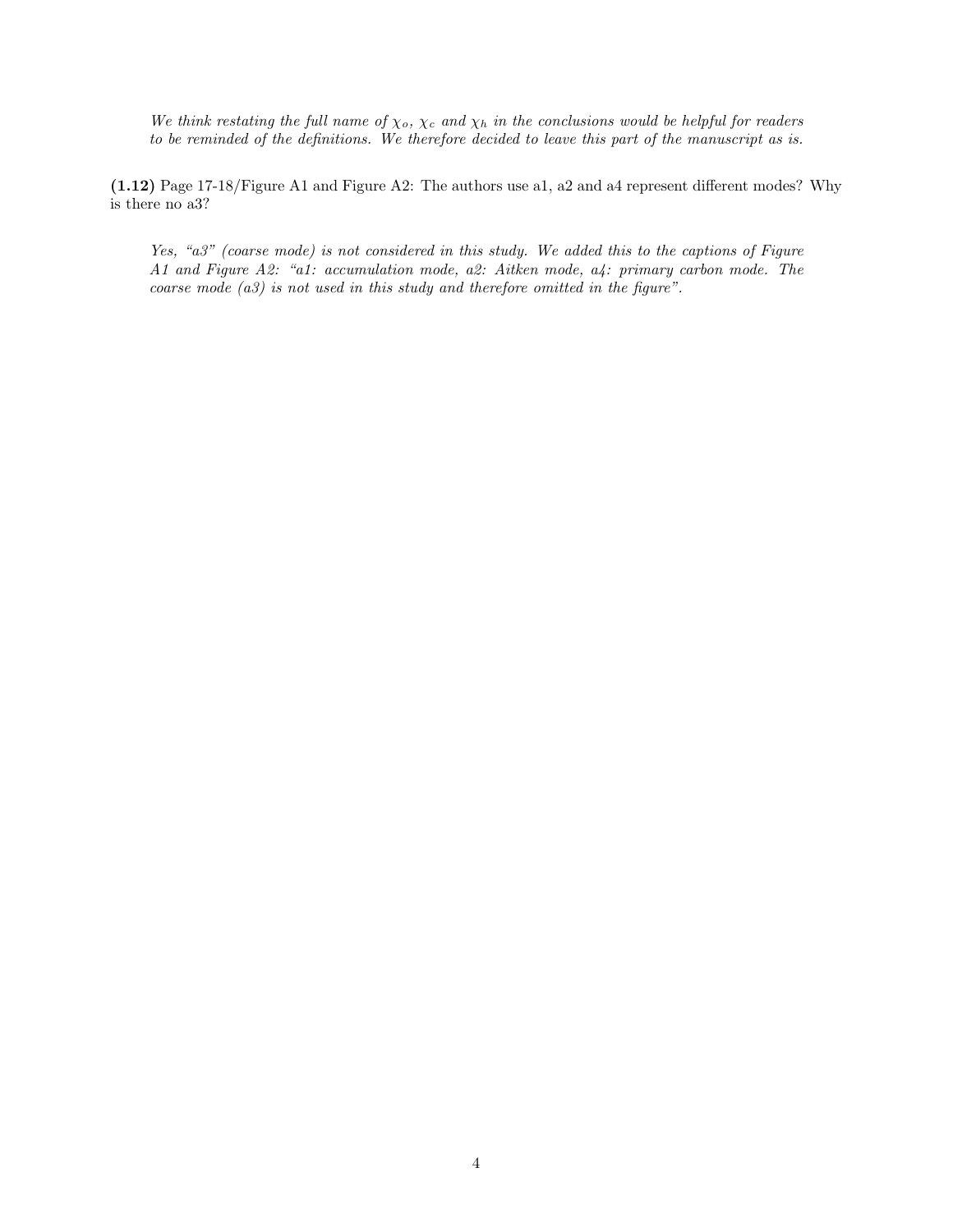*We think restating the full name of $\chi_o$, $\chi_c$ and $\chi_h$ in the conclusions would be helpful for readers to be reminded of the definitions. We therefore decided to leave this part of the manuscript as is.*

**(1.12)** Page 17-18/Figure A1 and Figure A2: The authors use a1, a2 and a4 represent different modes? Why is there no a3?

*Yes, "a3" (coarse mode) is not considered in this study. We added this to the captions of Figure A1 and Figure A2: "a1: accumulation mode, a2: Aitken mode, a4: primary carbon mode. The coarse mode (a3) is not used in this study and therefore omitted in the figure".*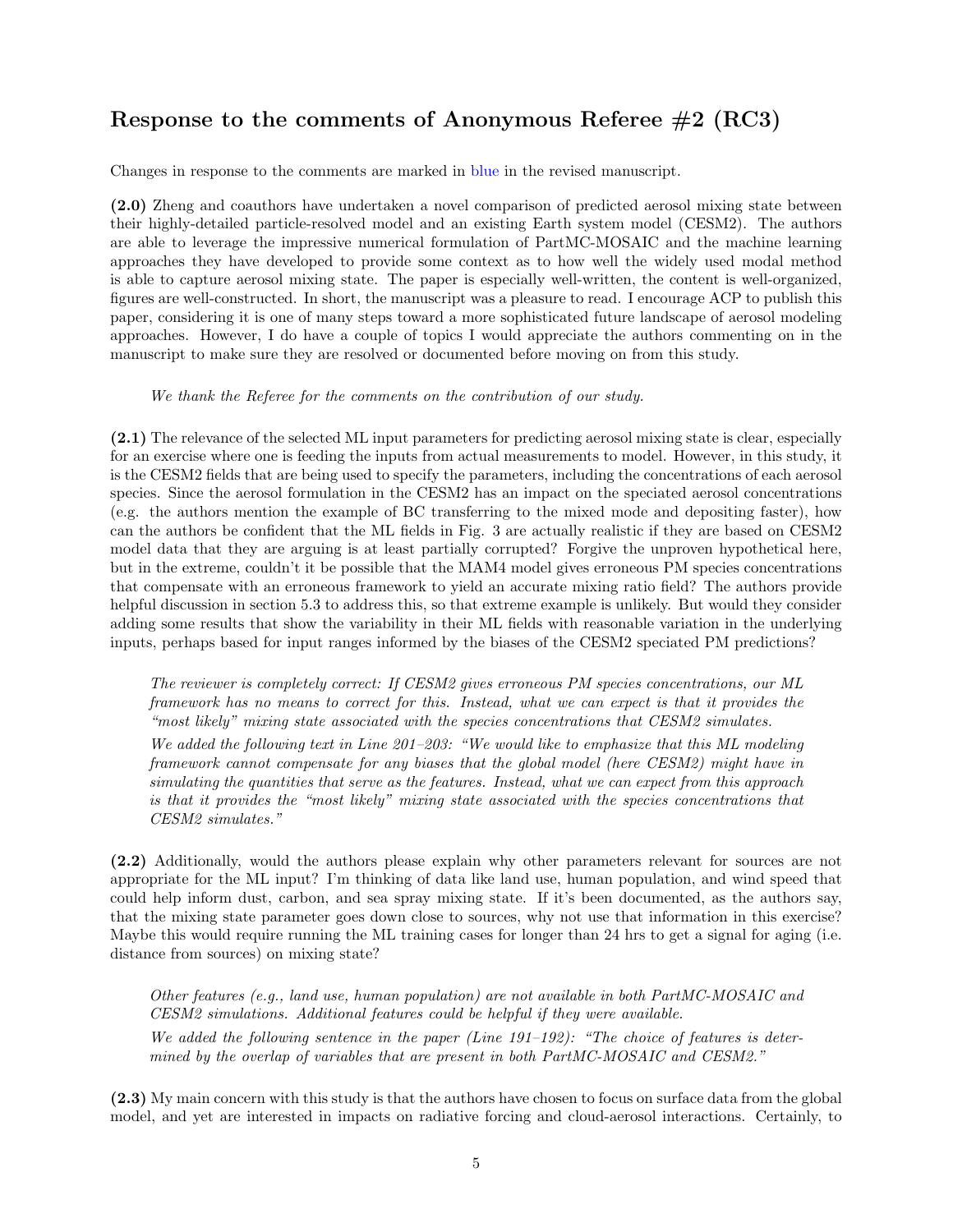## Response to the comments of Anonymous Referee #2 (RC3)

Changes in response to the comments are marked in blue in the revised manuscript.

**(2.0)** Zheng and coauthors have undertaken a novel comparison of predicted aerosol mixing state between their highly-detailed particle-resolved model and an existing Earth system model (CESM2). The authors are able to leverage the impressive numerical formulation of PartMC-MOSAIC and the machine learning approaches they have developed to provide some context as to how well the widely used modal method is able to capture aerosol mixing state. The paper is especially well-written, the content is well-organized, figures are well-constructed. In short, the manuscript was a pleasure to read. I encourage ACP to publish this paper, considering it is one of many steps toward a more sophisticated future landscape of aerosol modeling approaches. However, I do have a couple of topics I would appreciate the authors commenting on in the manuscript to make sure they are resolved or documented before moving on from this study.

> *We thank the Referee for the comments on the contribution of our study.*

**(2.1)** The relevance of the selected ML input parameters for predicting aerosol mixing state is clear, especially for an exercise where one is feeding the inputs from actual measurements to model. However, in this study, it is the CESM2 fields that are being used to specify the parameters, including the concentrations of each aerosol species. Since the aerosol formulation in the CESM2 has an impact on the speciated aerosol concentrations (e.g. the authors mention the example of BC transferring to the mixed mode and depositing faster), how can the authors be confident that the ML fields in Fig. 3 are actually realistic if they are based on CESM2 model data that they are arguing is at least partially corrupted? Forgive the unproven hypothetical here, but in the extreme, couldn't it be possible that the MAM4 model gives erroneous PM species concentrations that compensate with an erroneous framework to yield an accurate mixing ratio field? The authors provide helpful discussion in section 5.3 to address this, so that extreme example is unlikely. But would they consider adding some results that show the variability in their ML fields with reasonable variation in the underlying inputs, perhaps based for input ranges informed by the biases of the CESM2 speciated PM predictions?

> *The reviewer is completely correct: If CESM2 gives erroneous PM species concentrations, our ML framework has no means to correct for this. Instead, what we can expect is that it provides the "most likely" mixing state associated with the species concentrations that CESM2 simulates.*
>
> *We added the following text in Line 201–203: "We would like to emphasize that this ML modeling framework cannot compensate for any biases that the global model (here CESM2) might have in simulating the quantities that serve as the features. Instead, what we can expect from this approach is that it provides the "most likely" mixing state associated with the species concentrations that CESM2 simulates."*

**(2.2)** Additionally, would the authors please explain why other parameters relevant for sources are not appropriate for the ML input? I'm thinking of data like land use, human population, and wind speed that could help inform dust, carbon, and sea spray mixing state. If it's been documented, as the authors say, that the mixing state parameter goes down close to sources, why not use that information in this exercise? Maybe this would require running the ML training cases for longer than 24 hrs to get a signal for aging (i.e. distance from sources) on mixing state?

> *Other features (e.g., land use, human population) are not available in both PartMC-MOSAIC and CESM2 simulations. Additional features could be helpful if they were available.*
>
> *We added the following sentence in the paper (Line 191–192): "The choice of features is determined by the overlap of variables that are present in both PartMC-MOSAIC and CESM2."*

**(2.3)** My main concern with this study is that the authors have chosen to focus on surface data from the global model, and yet are interested in impacts on radiative forcing and cloud-aerosol interactions. Certainly, to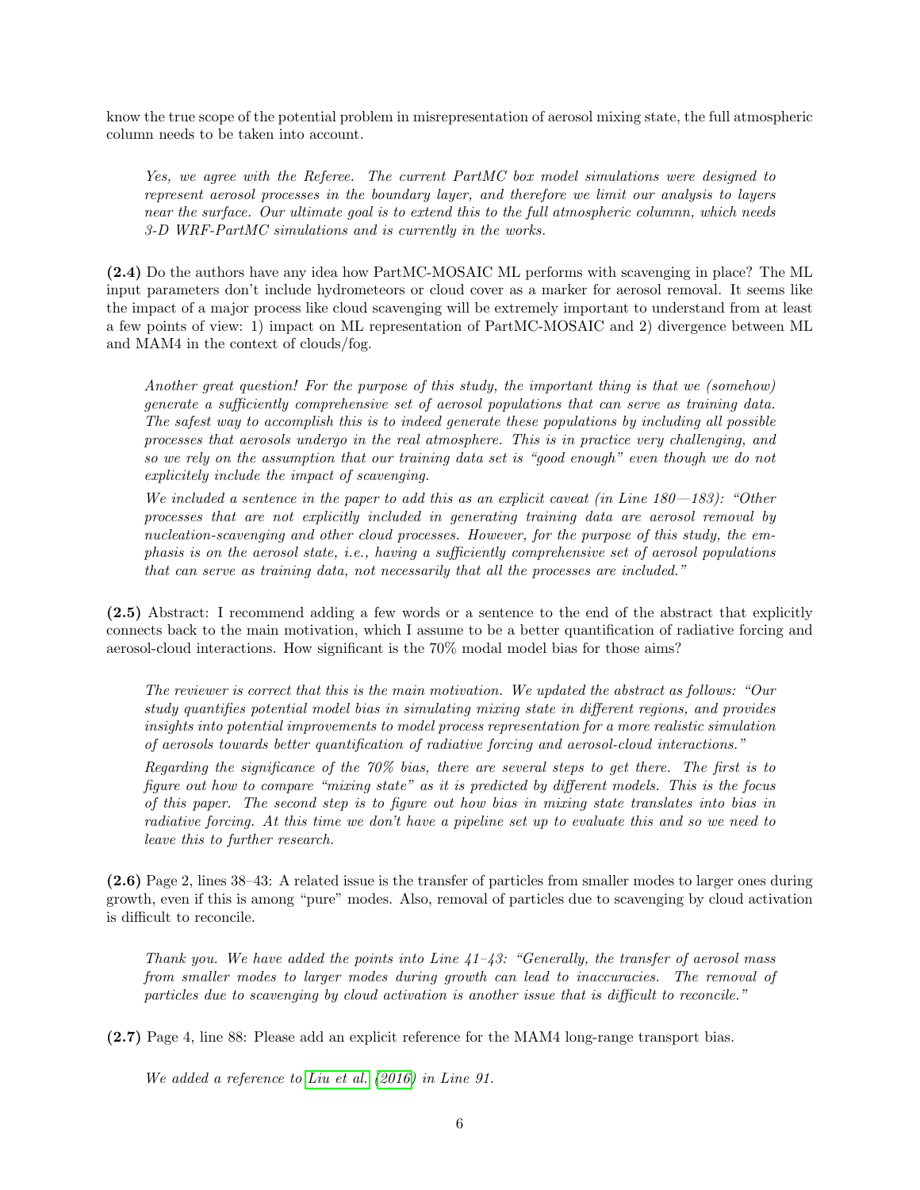know the true scope of the potential problem in misrepresentation of aerosol mixing state, the full atmospheric column needs to be taken into account.

*Yes, we agree with the Referee. The current PartMC box model simulations were designed to represent aerosol processes in the boundary layer, and therefore we limit our analysis to layers near the surface. Our ultimate goal is to extend this to the full atmospheric columnn, which needs 3-D WRF-PartMC simulations and is currently in the works.*

**(2.4)** Do the authors have any idea how PartMC-MOSAIC ML performs with scavenging in place? The ML input parameters don't include hydrometeors or cloud cover as a marker for aerosol removal. It seems like the impact of a major process like cloud scavenging will be extremely important to understand from at least a few points of view: 1) impact on ML representation of PartMC-MOSAIC and 2) divergence between ML and MAM4 in the context of clouds/fog.

*Another great question! For the purpose of this study, the important thing is that we (somehow) generate a sufficiently comprehensive set of aerosol populations that can serve as training data. The safest way to accomplish this is to indeed generate these populations by including all possible processes that aerosols undergo in the real atmosphere. This is in practice very challenging, and so we rely on the assumption that our training data set is "good enough" even though we do not explicitely include the impact of scavenging.*

*We included a sentence in the paper to add this as an explicit caveat (in Line 180—183): "Other processes that are not explicitly included in generating training data are aerosol removal by nucleation-scavenging and other cloud processes. However, for the purpose of this study, the emphasis is on the aerosol state, i.e., having a sufficiently comprehensive set of aerosol populations that can serve as training data, not necessarily that all the processes are included."*

**(2.5)** Abstract: I recommend adding a few words or a sentence to the end of the abstract that explicitly connects back to the main motivation, which I assume to be a better quantification of radiative forcing and aerosol-cloud interactions. How significant is the 70% modal model bias for those aims?

*The reviewer is correct that this is the main motivation. We updated the abstract as follows: "Our study quantifies potential model bias in simulating mixing state in different regions, and provides insights into potential improvements to model process representation for a more realistic simulation of aerosols towards better quantification of radiative forcing and aerosol-cloud interactions."*

*Regarding the significance of the 70% bias, there are several steps to get there. The first is to figure out how to compare "mixing state" as it is predicted by different models. This is the focus of this paper. The second step is to figure out how bias in mixing state translates into bias in radiative forcing. At this time we don't have a pipeline set up to evaluate this and so we need to leave this to further research.*

**(2.6)** Page 2, lines 38–43: A related issue is the transfer of particles from smaller modes to larger ones during growth, even if this is among "pure" modes. Also, removal of particles due to scavenging by cloud activation is difficult to reconcile.

*Thank you. We have added the points into Line 41–43: "Generally, the transfer of aerosol mass from smaller modes to larger modes during growth can lead to inaccuracies. The removal of particles due to scavenging by cloud activation is another issue that is difficult to reconcile."*

**(2.7)** Page 4, line 88: Please add an explicit reference for the MAM4 long-range transport bias.

*We added a reference to Liu et al. (2016) in Line 91.*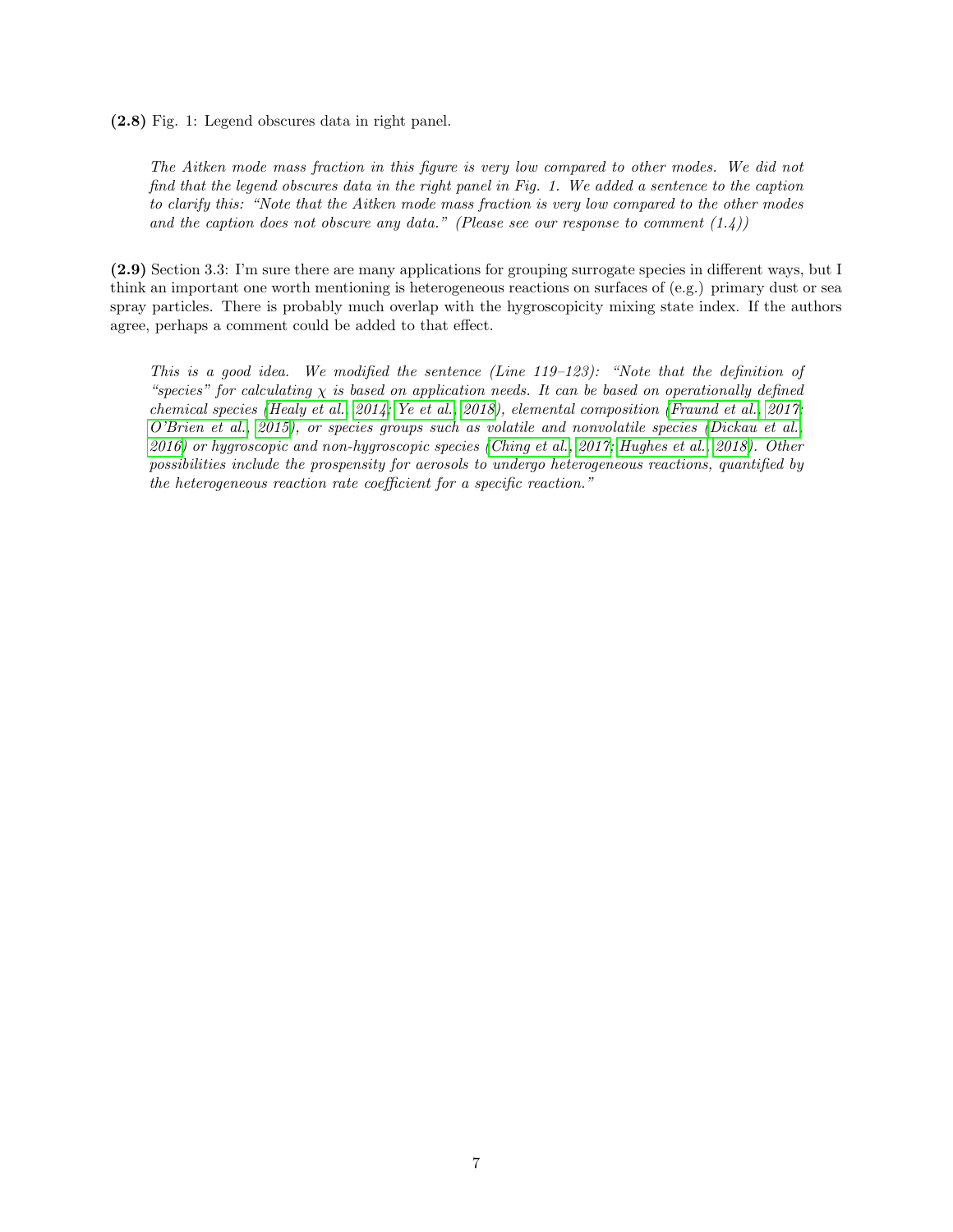**(2.8)** Fig. 1: Legend obscures data in right panel.

*The Aitken mode mass fraction in this figure is very low compared to other modes. We did not find that the legend obscures data in the right panel in Fig. 1. We added a sentence to the caption to clarify this: "Note that the Aitken mode mass fraction is very low compared to the other modes and the caption does not obscure any data." (Please see our response to comment (1.4))*

**(2.9)** Section 3.3: I'm sure there are many applications for grouping surrogate species in different ways, but I think an important one worth mentioning is heterogeneous reactions on surfaces of (e.g.) primary dust or sea spray particles. There is probably much overlap with the hygroscopicity mixing state index. If the authors agree, perhaps a comment could be added to that effect.

*This is a good idea. We modified the sentence (Line 119–123): "Note that the definition of "species" for calculating $\chi$ is based on application needs. It can be based on operationally defined chemical species (Healy et al., 2014; Ye et al., 2018), elemental composition (Fraund et al., 2017; O'Brien et al., 2015), or species groups such as volatile and nonvolatile species (Dickau et al., 2016) or hygroscopic and non-hygroscopic species (Ching et al., 2017; Hughes et al., 2018). Other possibilities include the prospensity for aerosols to undergo heterogeneous reactions, quantified by the heterogeneous reaction rate coefficient for a specific reaction."*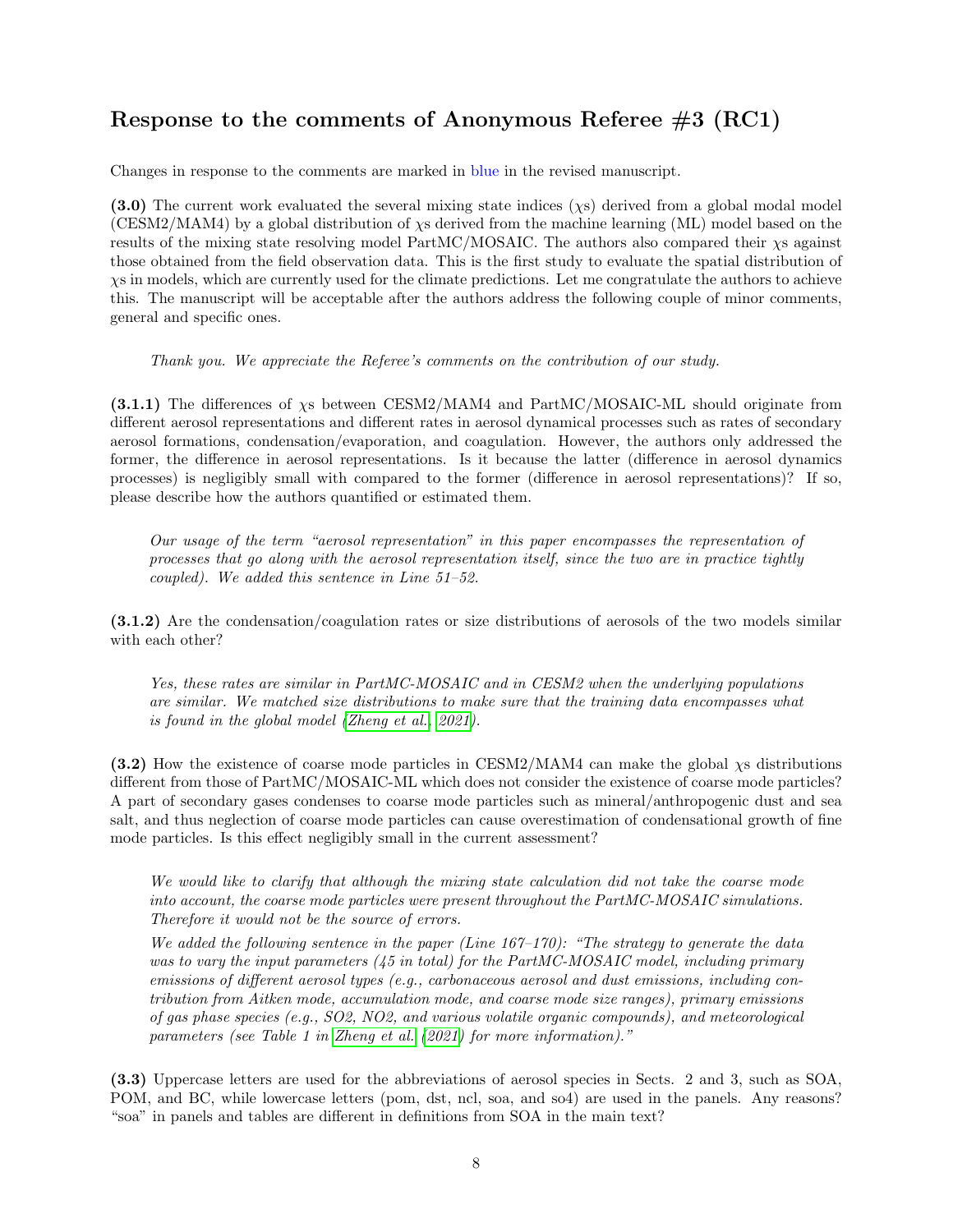## Response to the comments of Anonymous Referee #3 (RC1)

Changes in response to the comments are marked in blue in the revised manuscript.

**(3.0)** The current work evaluated the several mixing state indices ($\chi$s) derived from a global modal model (CESM2/MAM4) by a global distribution of $\chi$s derived from the machine learning (ML) model based on the results of the mixing state resolving model PartMC/MOSAIC. The authors also compared their $\chi$s against those obtained from the field observation data. This is the first study to evaluate the spatial distribution of $\chi$s in models, which are currently used for the climate predictions. Let me congratulate the authors to achieve this. The manuscript will be acceptable after the authors address the following couple of minor comments, general and specific ones.

> *Thank you. We appreciate the Referee's comments on the contribution of our study.*

**(3.1.1)** The differences of $\chi$s between CESM2/MAM4 and PartMC/MOSAIC-ML should originate from different aerosol representations and different rates in aerosol dynamical processes such as rates of secondary aerosol formations, condensation/evaporation, and coagulation. However, the authors only addressed the former, the difference in aerosol representations. Is it because the latter (difference in aerosol dynamics processes) is negligibly small with compared to the former (difference in aerosol representations)? If so, please describe how the authors quantified or estimated them.

> *Our usage of the term "aerosol representation" in this paper encompasses the representation of processes that go along with the aerosol representation itself, since the two are in practice tightly coupled). We added this sentence in Line 51–52.*

**(3.1.2)** Are the condensation/coagulation rates or size distributions of aerosols of the two models similar with each other?

> *Yes, these rates are similar in PartMC-MOSAIC and in CESM2 when the underlying populations are similar. We matched size distributions to make sure that the training data encompasses what is found in the global model (Zheng et al., 2021).*

**(3.2)** How the existence of coarse mode particles in CESM2/MAM4 can make the global $\chi$s distributions different from those of PartMC/MOSAIC-ML which does not consider the existence of coarse mode particles? A part of secondary gases condenses to coarse mode particles such as mineral/anthropogenic dust and sea salt, and thus neglection of coarse mode particles can cause overestimation of condensational growth of fine mode particles. Is this effect negligibly small in the current assessment?

> *We would like to clarify that although the mixing state calculation did not take the coarse mode into account, the coarse mode particles were present throughout the PartMC-MOSAIC simulations. Therefore it would not be the source of errors.*
>
> *We added the following sentence in the paper (Line 167–170): "The strategy to generate the data was to vary the input parameters (45 in total) for the PartMC-MOSAIC model, including primary emissions of different aerosol types (e.g., carbonaceous aerosol and dust emissions, including contribution from Aitken mode, accumulation mode, and coarse mode size ranges), primary emissions of gas phase species (e.g., SO2, NO2, and various volatile organic compounds), and meteorological parameters (see Table 1 in Zheng et al. (2021) for more information)."*

**(3.3)** Uppercase letters are used for the abbreviations of aerosol species in Sects. 2 and 3, such as SOA, POM, and BC, while lowercase letters (pom, dst, ncl, soa, and so4) are used in the panels. Any reasons? "soa" in panels and tables are different in definitions from SOA in the main text?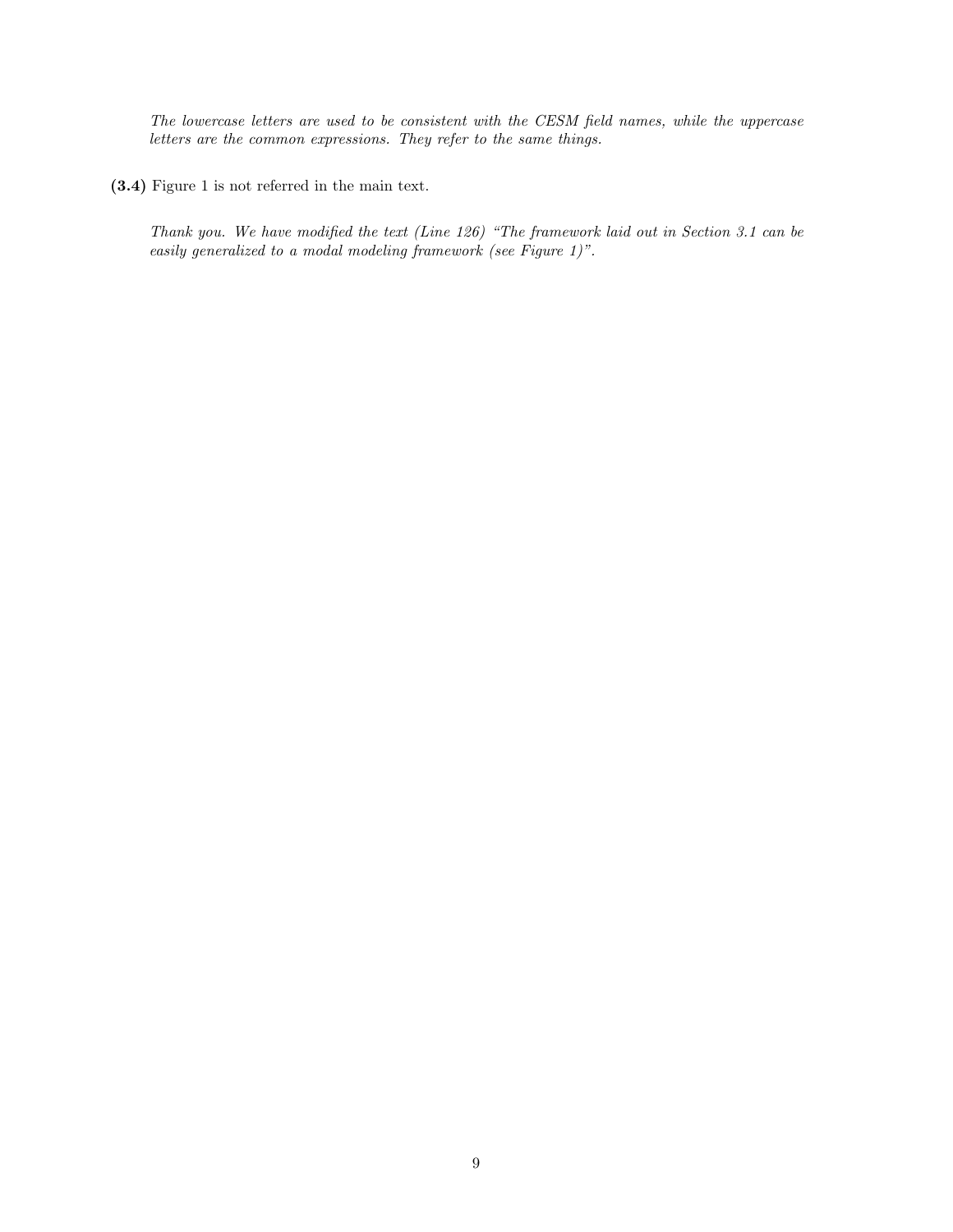*The lowercase letters are used to be consistent with the CESM field names, while the uppercase letters are the common expressions. They refer to the same things.*

**(3.4)** Figure 1 is not referred in the main text.

*Thank you. We have modified the text (Line 126) "The framework laid out in Section 3.1 can be easily generalized to a modal modeling framework (see Figure 1)".*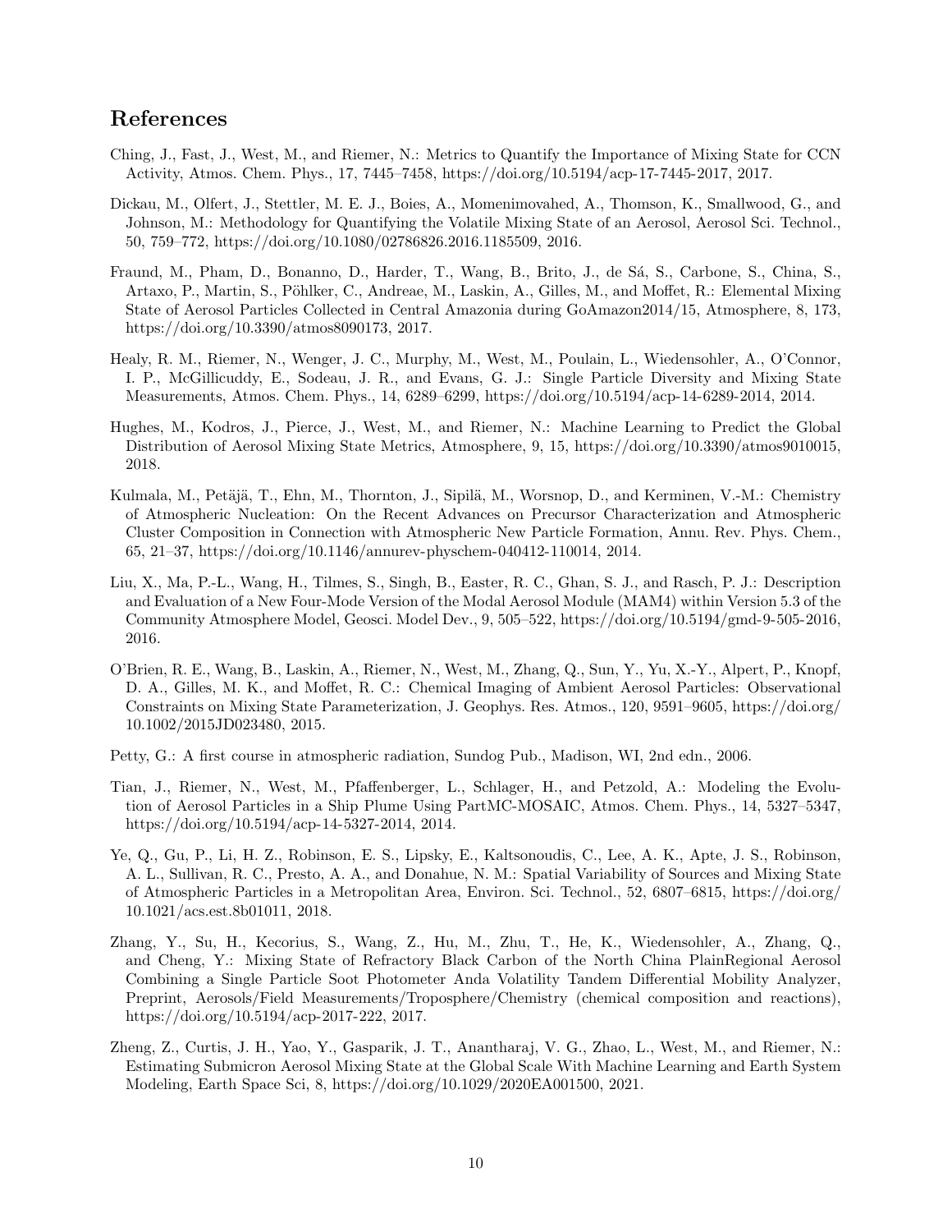# References

Ching, J., Fast, J., West, M., and Riemer, N.: Metrics to Quantify the Importance of Mixing State for CCN Activity, Atmos. Chem. Phys., 17, 7445–7458, https://doi.org/10.5194/acp-17-7445-2017, 2017.

Dickau, M., Olfert, J., Stettler, M. E. J., Boies, A., Momenimovahed, A., Thomson, K., Smallwood, G., and Johnson, M.: Methodology for Quantifying the Volatile Mixing State of an Aerosol, Aerosol Sci. Technol., 50, 759–772, https://doi.org/10.1080/02786826.2016.1185509, 2016.

Fraund, M., Pham, D., Bonanno, D., Harder, T., Wang, B., Brito, J., de Sá, S., Carbone, S., China, S., Artaxo, P., Martin, S., Pöhlker, C., Andreae, M., Laskin, A., Gilles, M., and Moffet, R.: Elemental Mixing State of Aerosol Particles Collected in Central Amazonia during GoAmazon2014/15, Atmosphere, 8, 173, https://doi.org/10.3390/atmos8090173, 2017.

Healy, R. M., Riemer, N., Wenger, J. C., Murphy, M., West, M., Poulain, L., Wiedensohler, A., O'Connor, I. P., McGillicuddy, E., Sodeau, J. R., and Evans, G. J.: Single Particle Diversity and Mixing State Measurements, Atmos. Chem. Phys., 14, 6289–6299, https://doi.org/10.5194/acp-14-6289-2014, 2014.

Hughes, M., Kodros, J., Pierce, J., West, M., and Riemer, N.: Machine Learning to Predict the Global Distribution of Aerosol Mixing State Metrics, Atmosphere, 9, 15, https://doi.org/10.3390/atmos9010015, 2018.

Kulmala, M., Petäjä, T., Ehn, M., Thornton, J., Sipilä, M., Worsnop, D., and Kerminen, V.-M.: Chemistry of Atmospheric Nucleation: On the Recent Advances on Precursor Characterization and Atmospheric Cluster Composition in Connection with Atmospheric New Particle Formation, Annu. Rev. Phys. Chem., 65, 21–37, https://doi.org/10.1146/annurev-physchem-040412-110014, 2014.

Liu, X., Ma, P.-L., Wang, H., Tilmes, S., Singh, B., Easter, R. C., Ghan, S. J., and Rasch, P. J.: Description and Evaluation of a New Four-Mode Version of the Modal Aerosol Module (MAM4) within Version 5.3 of the Community Atmosphere Model, Geosci. Model Dev., 9, 505–522, https://doi.org/10.5194/gmd-9-505-2016, 2016.

O'Brien, R. E., Wang, B., Laskin, A., Riemer, N., West, M., Zhang, Q., Sun, Y., Yu, X.-Y., Alpert, P., Knopf, D. A., Gilles, M. K., and Moffet, R. C.: Chemical Imaging of Ambient Aerosol Particles: Observational Constraints on Mixing State Parameterization, J. Geophys. Res. Atmos., 120, 9591–9605, https://doi.org/10.1002/2015JD023480, 2015.

Petty, G.: A first course in atmospheric radiation, Sundog Pub., Madison, WI, 2nd edn., 2006.

Tian, J., Riemer, N., West, M., Pfaffenberger, L., Schlager, H., and Petzold, A.: Modeling the Evolution of Aerosol Particles in a Ship Plume Using PartMC-MOSAIC, Atmos. Chem. Phys., 14, 5327–5347, https://doi.org/10.5194/acp-14-5327-2014, 2014.

Ye, Q., Gu, P., Li, H. Z., Robinson, E. S., Lipsky, E., Kaltsonoudis, C., Lee, A. K., Apte, J. S., Robinson, A. L., Sullivan, R. C., Presto, A. A., and Donahue, N. M.: Spatial Variability of Sources and Mixing State of Atmospheric Particles in a Metropolitan Area, Environ. Sci. Technol., 52, 6807–6815, https://doi.org/10.1021/acs.est.8b01011, 2018.

Zhang, Y., Su, H., Kecorius, S., Wang, Z., Hu, M., Zhu, T., He, K., Wiedensohler, A., Zhang, Q., and Cheng, Y.: Mixing State of Refractory Black Carbon of the North China PlainRegional Aerosol Combining a Single Particle Soot Photometer Anda Volatility Tandem Differential Mobility Analyzer, Preprint, Aerosols/Field Measurements/Troposphere/Chemistry (chemical composition and reactions), https://doi.org/10.5194/acp-2017-222, 2017.

Zheng, Z., Curtis, J. H., Yao, Y., Gasparik, J. T., Anantharaj, V. G., Zhao, L., West, M., and Riemer, N.: Estimating Submicron Aerosol Mixing State at the Global Scale With Machine Learning and Earth System Modeling, Earth Space Sci, 8, https://doi.org/10.1029/2020EA001500, 2021.